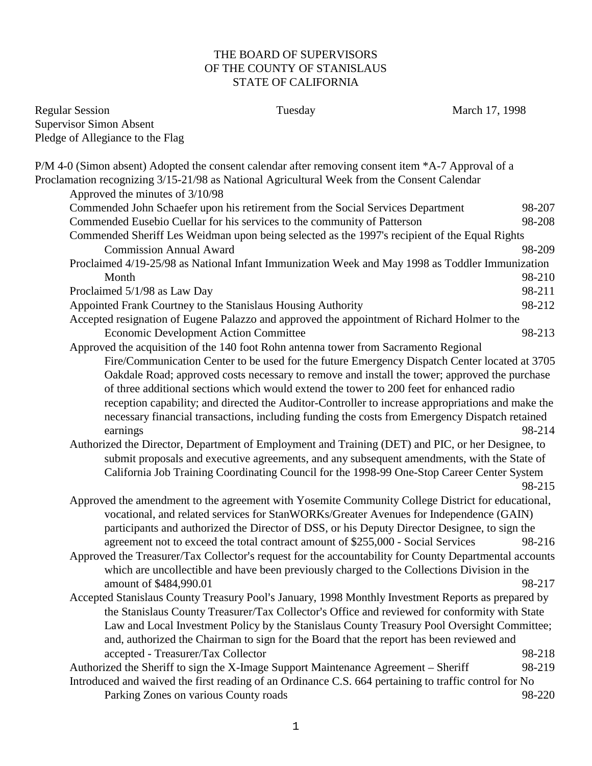THE BOARD OF SUPERVISORS
OF THE COUNTY OF STANISLAUS
STATE OF CALIFORNIA

Regular Session Tuesday March 17, 1998

Supervisor Simon Absent

Pledge of Allegiance to the Flag

P/M 4-0 (Simon absent) Adopted the consent calendar after removing consent item *A-7 Approval of a Proclamation recognizing 3/15-21/98 as National Agricultural Week from the Consent Calendar

- Approved the minutes of 3/10/98
- Commended John Schaefer upon his retirement from the Social Services Department 98-207
- Commended Eusebio Cuellar for his services to the community of Patterson 98-208
- Commended Sheriff Les Weidman upon being selected as the 1997's recipient of the Equal Rights Commission Annual Award 98-209
- Proclaimed 4/19-25/98 as National Infant Immunization Week and May 1998 as Toddler Immunization Month 98-210
- Proclaimed 5/1/98 as Law Day 98-211
- Appointed Frank Courtney to the Stanislaus Housing Authority 98-212
- Accepted resignation of Eugene Palazzo and approved the appointment of Richard Holmer to the Economic Development Action Committee 98-213
- Approved the acquisition of the 140 foot Rohn antenna tower from Sacramento Regional Fire/Communication Center to be used for the future Emergency Dispatch Center located at 3705 Oakdale Road; approved costs necessary to remove and install the tower; approved the purchase of three additional sections which would extend the tower to 200 feet for enhanced radio reception capability; and directed the Auditor-Controller to increase appropriations and make the necessary financial transactions, including funding the costs from Emergency Dispatch retained earnings 98-214
- Authorized the Director, Department of Employment and Training (DET) and PIC, or her Designee, to submit proposals and executive agreements, and any subsequent amendments, with the State of California Job Training Coordinating Council for the 1998-99 One-Stop Career Center System 98-215
- Approved the amendment to the agreement with Yosemite Community College District for educational, vocational, and related services for StanWORKs/Greater Avenues for Independence (GAIN) participants and authorized the Director of DSS, or his Deputy Director Designee, to sign the agreement not to exceed the total contract amount of $255,000 - Social Services 98-216
- Approved the Treasurer/Tax Collector's request for the accountability for County Departmental accounts which are uncollectible and have been previously charged to the Collections Division in the amount of $484,990.01 98-217
- Accepted Stanislaus County Treasury Pool's January, 1998 Monthly Investment Reports as prepared by the Stanislaus County Treasurer/Tax Collector's Office and reviewed for conformity with State Law and Local Investment Policy by the Stanislaus County Treasury Pool Oversight Committee; and, authorized the Chairman to sign for the Board that the report has been reviewed and accepted - Treasurer/Tax Collector 98-218
- Authorized the Sheriff to sign the X-Image Support Maintenance Agreement – Sheriff 98-219
- Introduced and waived the first reading of an Ordinance C.S. 664 pertaining to traffic control for No Parking Zones on various County roads 98-220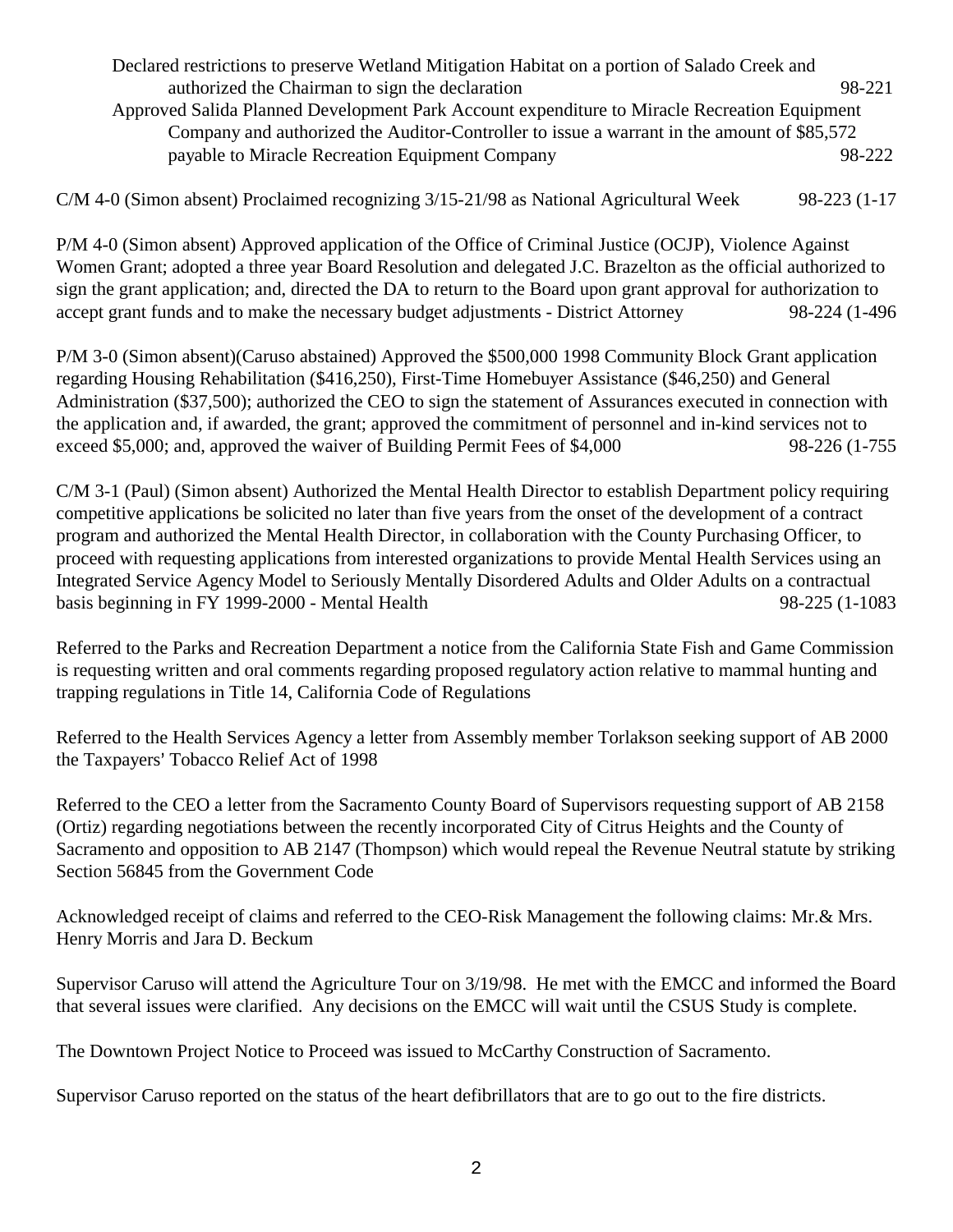Declared restrictions to preserve Wetland Mitigation Habitat on a portion of Salado Creek and authorized the Chairman to sign the declaration 98-221

Approved Salida Planned Development Park Account expenditure to Miracle Recreation Equipment Company and authorized the Auditor-Controller to issue a warrant in the amount of $85,572 payable to Miracle Recreation Equipment Company 98-222

C/M 4-0 (Simon absent) Proclaimed recognizing 3/15-21/98 as National Agricultural Week 98-223 (1-17

P/M 4-0 (Simon absent) Approved application of the Office of Criminal Justice (OCJP), Violence Against Women Grant; adopted a three year Board Resolution and delegated J.C. Brazelton as the official authorized to sign the grant application; and, directed the DA to return to the Board upon grant approval for authorization to accept grant funds and to make the necessary budget adjustments - District Attorney 98-224 (1-496

P/M 3-0 (Simon absent)(Caruso abstained) Approved the $500,000 1998 Community Block Grant application regarding Housing Rehabilitation ($416,250), First-Time Homebuyer Assistance ($46,250) and General Administration ($37,500); authorized the CEO to sign the statement of Assurances executed in connection with the application and, if awarded, the grant; approved the commitment of personnel and in-kind services not to exceed $5,000; and, approved the waiver of Building Permit Fees of $4,000 98-226 (1-755

C/M 3-1 (Paul) (Simon absent) Authorized the Mental Health Director to establish Department policy requiring competitive applications be solicited no later than five years from the onset of the development of a contract program and authorized the Mental Health Director, in collaboration with the County Purchasing Officer, to proceed with requesting applications from interested organizations to provide Mental Health Services using an Integrated Service Agency Model to Seriously Mentally Disordered Adults and Older Adults on a contractual basis beginning in FY 1999-2000 - Mental Health 98-225 (1-1083

Referred to the Parks and Recreation Department a notice from the California State Fish and Game Commission is requesting written and oral comments regarding proposed regulatory action relative to mammal hunting and trapping regulations in Title 14, California Code of Regulations

Referred to the Health Services Agency a letter from Assembly member Torlakson seeking support of AB 2000 the Taxpayers' Tobacco Relief Act of 1998

Referred to the CEO a letter from the Sacramento County Board of Supervisors requesting support of AB 2158 (Ortiz) regarding negotiations between the recently incorporated City of Citrus Heights and the County of Sacramento and opposition to AB 2147 (Thompson) which would repeal the Revenue Neutral statute by striking Section 56845 from the Government Code

Acknowledged receipt of claims and referred to the CEO-Risk Management the following claims: Mr.& Mrs. Henry Morris and Jara D. Beckum

Supervisor Caruso will attend the Agriculture Tour on 3/19/98. He met with the EMCC and informed the Board that several issues were clarified. Any decisions on the EMCC will wait until the CSUS Study is complete.

The Downtown Project Notice to Proceed was issued to McCarthy Construction of Sacramento.

Supervisor Caruso reported on the status of the heart defibrillators that are to go out to the fire districts.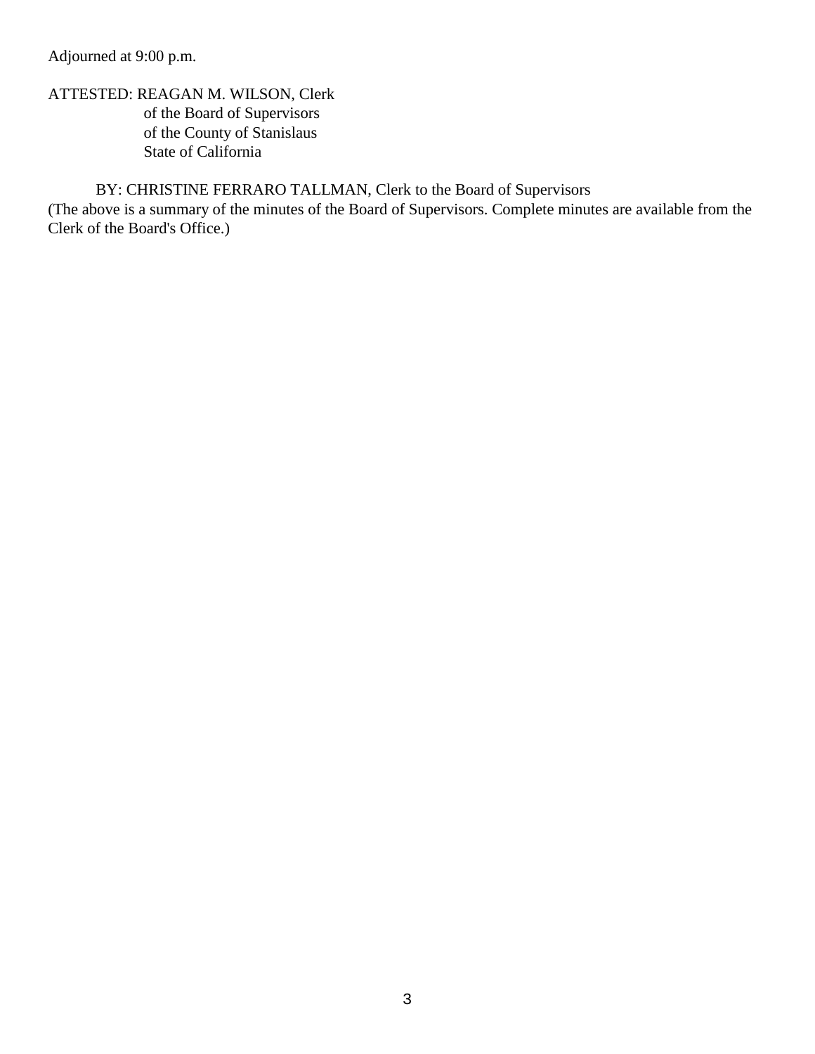Adjourned at 9:00 p.m.

ATTESTED: REAGAN M. WILSON, Clerk
of the Board of Supervisors
of the County of Stanislaus
State of California

BY: CHRISTINE FERRARO TALLMAN, Clerk to the Board of Supervisors

(The above is a summary of the minutes of the Board of Supervisors. Complete minutes are available from the Clerk of the Board's Office.)